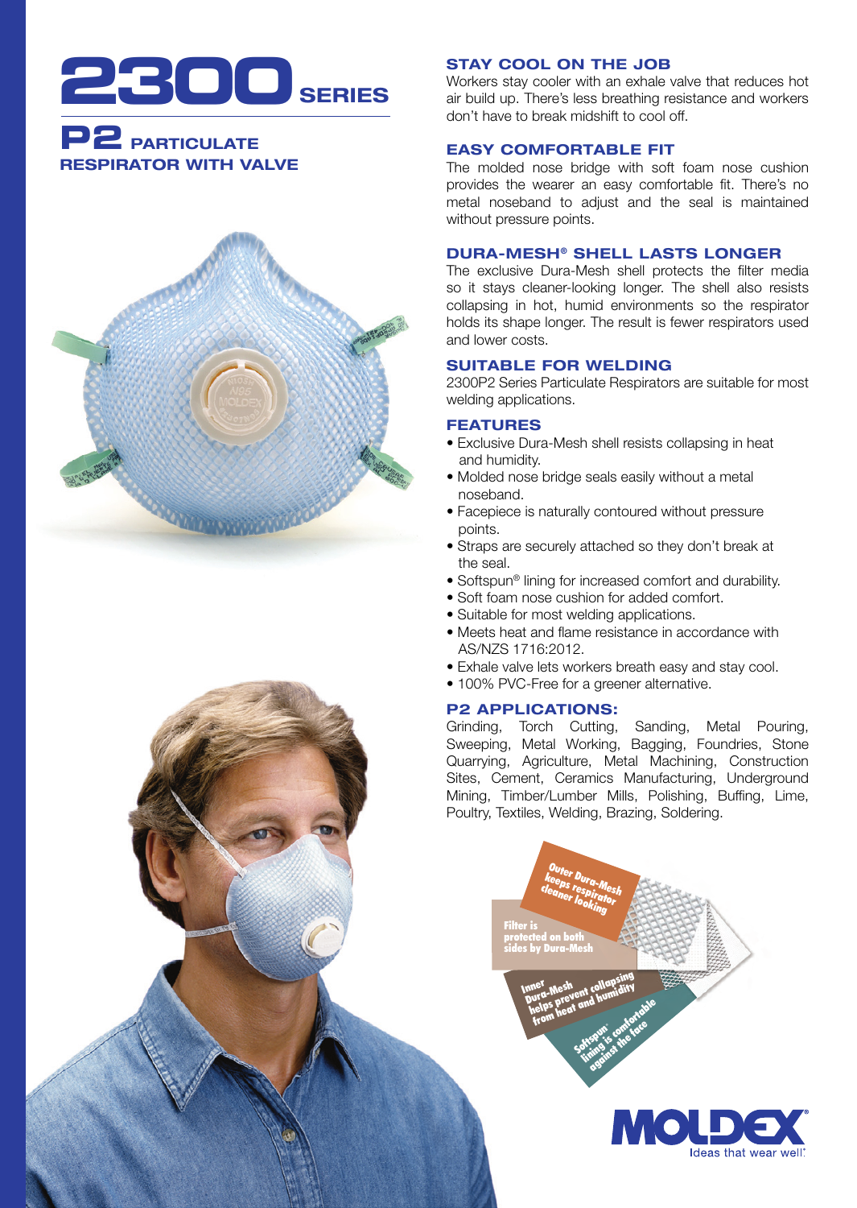# 2300 SERIES

## P2 PARTICULATE RESPIRATOR WITH VALVE

### STAY COOL ON THE JOB

Workers stay cooler with an exhale valve that reduces hot air build up. There's less breathing resistance and workers don't have to break midshift to cool off.

### EASY COMFORTABLE FIT

The molded nose bridge with soft foam nose cushion provides the wearer an easy comfortable fit. There's no metal noseband to adjust and the seal is maintained without pressure points.

### DURA-MESH® SHELL LASTS LONGER

The exclusive Dura-Mesh shell protects the filter media so it stays cleaner-looking longer. The shell also resists collapsing in hot, humid environments so the respirator holds its shape longer. The result is fewer respirators used and lower costs.

### SUITABLE FOR WELDING

2300P2 Series Particulate Respirators are suitable for most welding applications.

### FEATURES

- Exclusive Dura-Mesh shell resists collapsing in heat and humidity.
- Molded nose bridge seals easily without a metal noseband.
- Facepiece is naturally contoured without pressure points.
- Straps are securely attached so they don't break at the seal.
- Softspun® lining for increased comfort and durability.
- Soft foam nose cushion for added comfort.
- Suitable for most welding applications.
- Meets heat and flame resistance in accordance with AS/NZS 1716:2012.
- Exhale valve lets workers breath easy and stay cool.
- 100% PVC-Free for a greener alternative.

### P2 APPLICATIONS:

Grinding, Torch Cutting, Sanding, Metal Pouring, Sweeping, Metal Working, Bagging, Foundries, Stone Quarrying, Agriculture, Metal Machining, Construction Sites, Cement, Ceramics Manufacturing, Underground Mining, Timber/Lumber Mills, Polishing, Buffing, Lime, Poultry, Textiles, Welding, Brazing, Soldering.

Outer Dura-Mesh keeps respirator cleaner looking

Filter is protected on both sides by Dura-Mesh

Inner Dura-Mesh helps prevent collapsing from heat and humidity

Softspun® lining is comfortable against the face

MOLDEX®
Ideas that wear well.®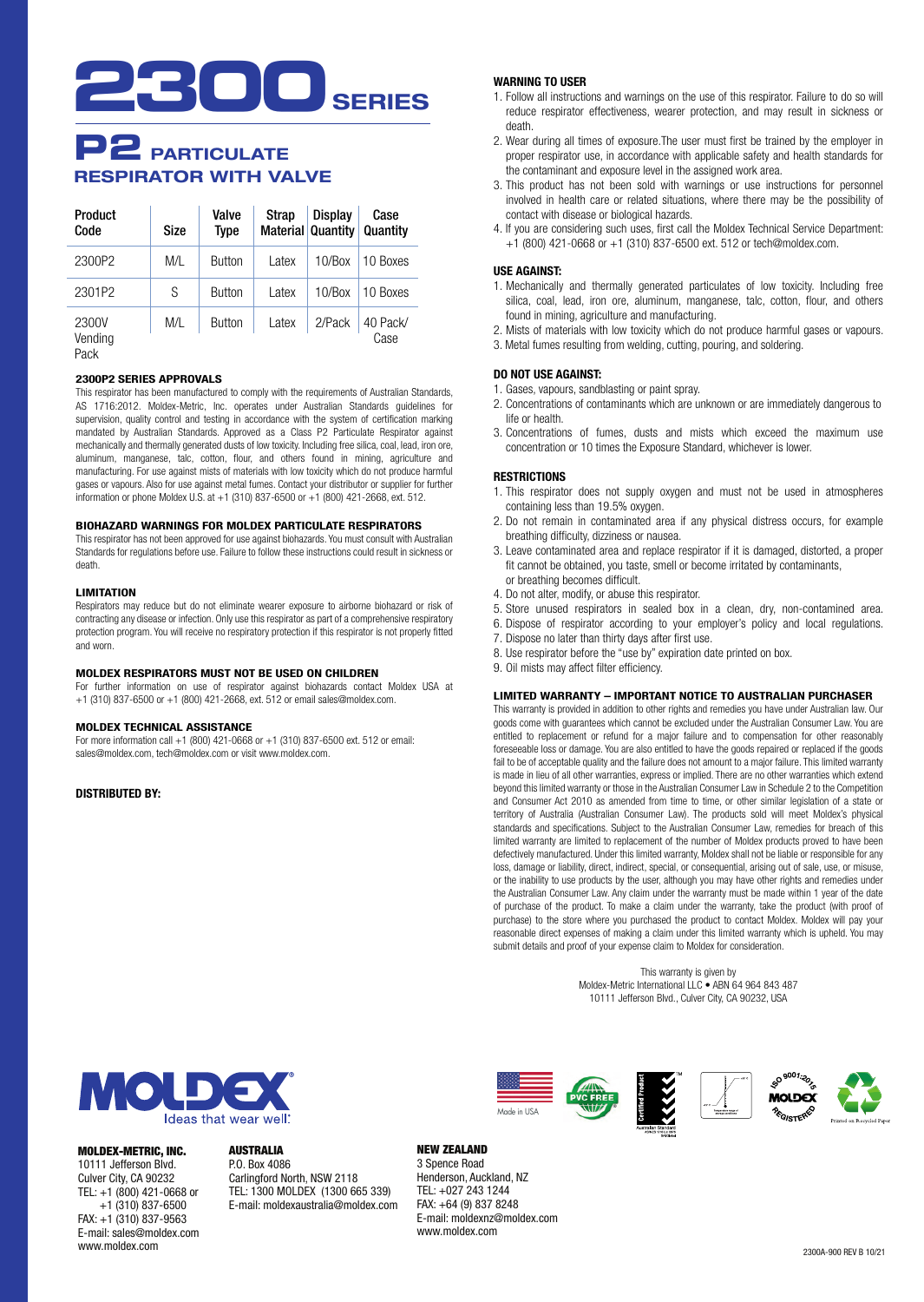# 2300 SERIES

## P2 PARTICULATE RESPIRATOR WITH VALVE

| Product Code | Size | Valve Type | Strap Material | Display Quantity | Case Quantity |
|---|---|---|---|---|---|
| 2300P2 | M/L | Button | Latex | 10/Box | 10 Boxes |
| 2301P2 | S | Button | Latex | 10/Box | 10 Boxes |
| 2300V Vending Pack | M/L | Button | Latex | 2/Pack | 40 Pack/ Case |

### 2300P2 SERIES APPROVALS

This respirator has been manufactured to comply with the requirements of Australian Standards, AS 1716:2012. Moldex-Metric, Inc. operates under Australian Standards guidelines for supervision, quality control and testing in accordance with the system of certification marking mandated by Australian Standards. Approved as a Class P2 Particulate Respirator against mechanically and thermally generated dusts of low toxicity. Including free silica, coal, lead, iron ore, aluminum, manganese, talc, cotton, flour, and others found in mining, agriculture and manufacturing. For use against mists of materials with low toxicity which do not produce harmful gases or vapours. Also for use against metal fumes. Contact your distributor or supplier for further information or phone Moldex U.S. at +1 (310) 837-6500 or +1 (800) 421-2668, ext. 512.

### BIOHAZARD WARNINGS FOR MOLDEX PARTICULATE RESPIRATORS

This respirator has not been approved for use against biohazards. You must consult with Australian Standards for regulations before use. Failure to follow these instructions could result in sickness or death.

### LIMITATION

Respirators may reduce but do not eliminate wearer exposure to airborne biohazard or risk of contracting any disease or infection. Only use this respirator as part of a comprehensive respiratory protection program. You will receive no respiratory protection if this respirator is not properly fitted and worn.

### MOLDEX RESPIRATORS MUST NOT BE USED ON CHILDREN

For further information on use of respirator against biohazards contact Moldex USA at +1 (310) 837-6500 or +1 (800) 421-2668, ext. 512 or email sales@moldex.com.

### MOLDEX TECHNICAL ASSISTANCE

For more information call +1 (800) 421-0668 or +1 (310) 837-6500 ext. 512 or email: sales@moldex.com, tech@moldex.com or visit www.moldex.com.

### DISTRIBUTED BY:

### WARNING TO USER

1. Follow all instructions and warnings on the use of this respirator. Failure to do so will reduce respirator effectiveness, wearer protection, and may result in sickness or death.
2. Wear during all times of exposure.The user must first be trained by the employer in proper respirator use, in accordance with applicable safety and health standards for the contaminant and exposure level in the assigned work area.
3. This product has not been sold with warnings or use instructions for personnel involved in health care or related situations, where there may be the possibility of contact with disease or biological hazards.
4. If you are considering such uses, first call the Moldex Technical Service Department: +1 (800) 421-0668 or +1 (310) 837-6500 ext. 512 or tech@moldex.com.

### USE AGAINST:

1. Mechanically and thermally generated particulates of low toxicity. Including free silica, coal, lead, iron ore, aluminum, manganese, talc, cotton, flour, and others found in mining, agriculture and manufacturing.
2. Mists of materials with low toxicity which do not produce harmful gases or vapours.
3. Metal fumes resulting from welding, cutting, pouring, and soldering.

### DO NOT USE AGAINST:

1. Gases, vapours, sandblasting or paint spray.
2. Concentrations of contaminants which are unknown or are immediately dangerous to life or health.
3. Concentrations of fumes, dusts and mists which exceed the maximum use concentration or 10 times the Exposure Standard, whichever is lower.

### RESTRICTIONS

1. This respirator does not supply oxygen and must not be used in atmospheres containing less than 19.5% oxygen.
2. Do not remain in contaminated area if any physical distress occurs, for example breathing difficulty, dizziness or nausea.
3. Leave contaminated area and replace respirator if it is damaged, distorted, a proper fit cannot be obtained, you taste, smell or become irritated by contaminants, or breathing becomes difficult.
4. Do not alter, modify, or abuse this respirator.
5. Store unused respirators in sealed box in a clean, dry, non-contamined area.
6. Dispose of respirator according to your employer's policy and local regulations.
7. Dispose no later than thirty days after first use.
8. Use respirator before the "use by" expiration date printed on box.
9. Oil mists may affect filter efficiency.

### LIMITED WARRANTY – IMPORTANT NOTICE TO AUSTRALIAN PURCHASER

This warranty is provided in addition to other rights and remedies you have under Australian law. Our goods come with guarantees which cannot be excluded under the Australian Consumer Law. You are entitled to replacement or refund for a major failure and to compensation for other reasonably foreseeable loss or damage. You are also entitled to have the goods repaired or replaced if the goods fail to be of acceptable quality and the failure does not amount to a major failure. This limited warranty is made in lieu of all other warranties, express or implied. There are no other warranties which extend beyond this limited warranty or those in the Australian Consumer Law in Schedule 2 to the Competition and Consumer Act 2010 as amended from time to time, or other similar legislation of a state or territory of Australia (Australian Consumer Law). The products sold will meet Moldex's physical standards and specifications. Subject to the Australian Consumer Law, remedies for breach of this limited warranty are limited to replacement of the number of Moldex products proved to have been defectively manufactured. Under this limited warranty, Moldex shall not be liable or responsible for any loss, damage or liability, direct, indirect, special, or consequential, arising out of sale, use, or misuse, or the inability to use products by the user, although you may have other rights and remedies under the Australian Consumer Law. Any claim under the warranty must be made within 1 year of the date of purchase of the product. To make a claim under the warranty, take the product (with proof of purchase) to the store where you purchased the product to contact Moldex. Moldex will pay your reasonable direct expenses of making a claim under this limited warranty which is upheld. You may submit details and proof of your expense claim to Moldex for consideration.

This warranty is given by
Moldex-Metric International LLC • ABN 64 964 843 487
10111 Jefferson Blvd., Culver City, CA 90232, USA

MOLDEX Ideas that wear well.

Made in USA

PVC FREE

Printed on Recycled Paper

**MOLDEX-METRIC, INC.**
10111 Jefferson Blvd.
Culver City, CA 90232
TEL: +1 (800) 421-0668 or +1 (310) 837-6500
FAX: +1 (310) 837-9563
E-mail: sales@moldex.com
www.moldex.com

**AUSTRALIA**
P.O. Box 4086
Carlingford North, NSW 2118
TEL: 1300 MOLDEX (1300 665 339)
E-mail: moldexaustralia@moldex.com

**NEW ZEALAND**
3 Spence Road
Henderson, Auckland, NZ
TEL: +027 243 1244
FAX: +64 (9) 837 8248
E-mail: moldexnz@moldex.com
www.moldex.com

2300A-900 REV B 10/21